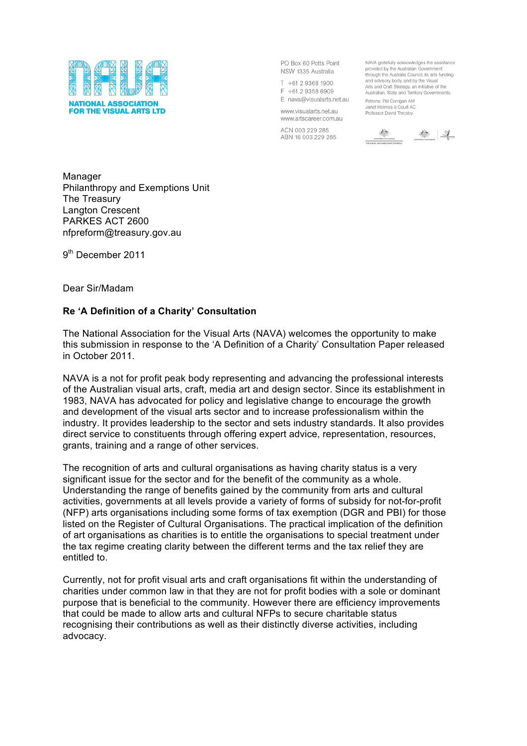NATIONAL ASSOCIATION FOR THE VISUAL ARTS LTD

PO Box 60 Potts Point
NSW 1335 Australia

T +61 2 9368 1900
F +61 2 9358 6909
E nava@visualarts.net.au

www.visualarts.net.au
www.artscareer.com.au

ACN 003 229 285
ABN 16 003 229 285

NAVA gratefully acknowledges the assistance provided by the Australian Government through the Australia Council, its arts funding and advisory body, and by the Visual Arts and Craft Strategy, an initiative of the Australian, State and Territory Governments.

Patrons: Pat Corrigan AM
Janet Holmes à Court AC
Professor David Throsby

Manager
Philanthropy and Exemptions Unit
The Treasury
Langton Crescent
PARKES ACT 2600
nfpreform@treasury.gov.au

9th December 2011

Dear Sir/Madam

**Re 'A Definition of a Charity' Consultation**

The National Association for the Visual Arts (NAVA) welcomes the opportunity to make this submission in response to the 'A Definition of a Charity' Consultation Paper released in October 2011.

NAVA is a not for profit peak body representing and advancing the professional interests of the Australian visual arts, craft, media art and design sector. Since its establishment in 1983, NAVA has advocated for policy and legislative change to encourage the growth and development of the visual arts sector and to increase professionalism within the industry. It provides leadership to the sector and sets industry standards. It also provides direct service to constituents through offering expert advice, representation, resources, grants, training and a range of other services.

The recognition of arts and cultural organisations as having charity status is a very significant issue for the sector and for the benefit of the community as a whole. Understanding the range of benefits gained by the community from arts and cultural activities, governments at all levels provide a variety of forms of subsidy for not-for-profit (NFP) arts organisations including some forms of tax exemption (DGR and PBI) for those listed on the Register of Cultural Organisations. The practical implication of the definition of art organisations as charities is to entitle the organisations to special treatment under the tax regime creating clarity between the different terms and the tax relief they are entitled to.

Currently, not for profit visual arts and craft organisations fit within the understanding of charities under common law in that they are not for profit bodies with a sole or dominant purpose that is beneficial to the community. However there are efficiency improvements that could be made to allow arts and cultural NFPs to secure charitable status recognising their contributions as well as their distinctly diverse activities, including advocacy.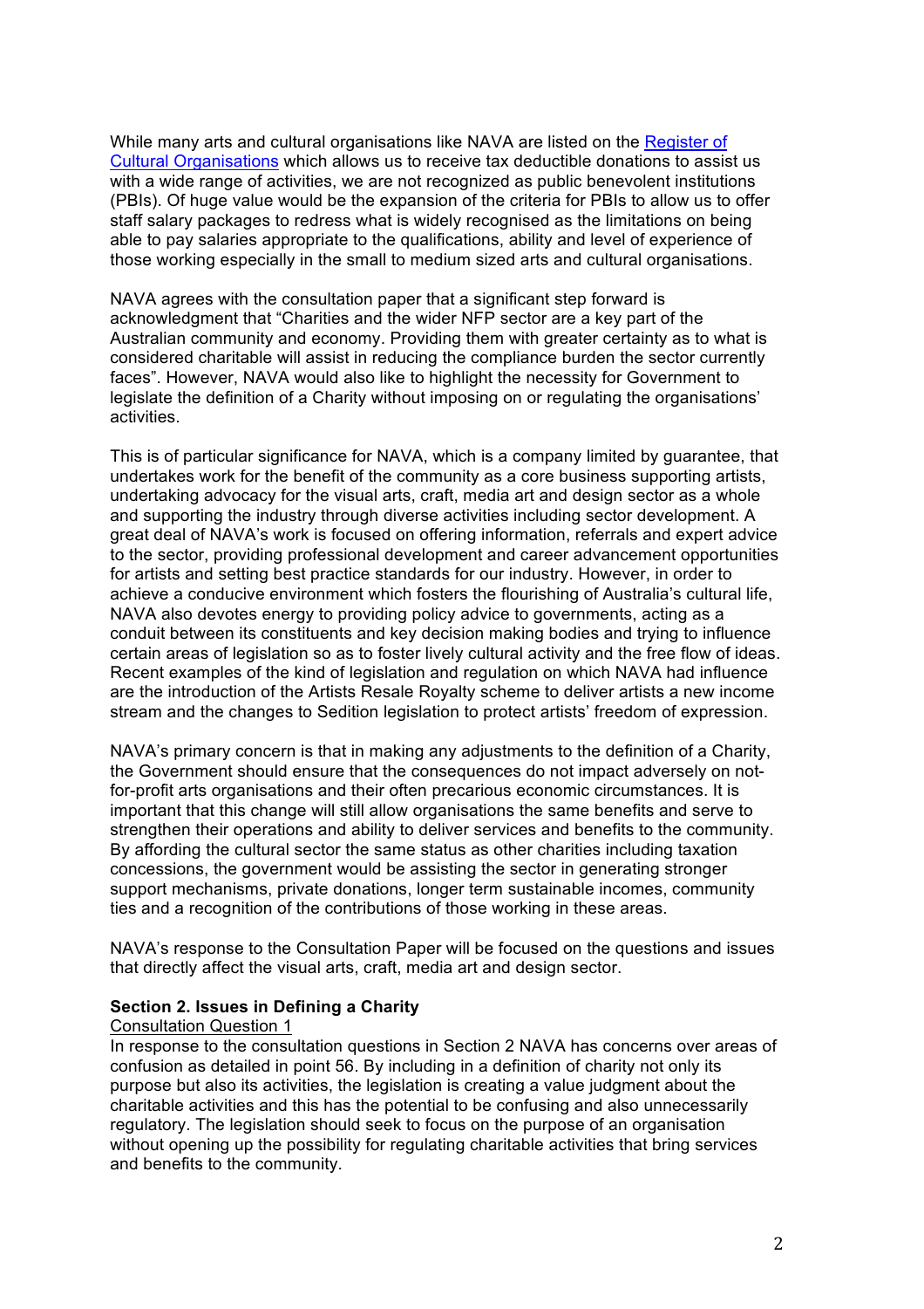While many arts and cultural organisations like NAVA are listed on the [Register of Cultural Organisations] which allows us to receive tax deductible donations to assist us with a wide range of activities, we are not recognized as public benevolent institutions (PBIs). Of huge value would be the expansion of the criteria for PBIs to allow us to offer staff salary packages to redress what is widely recognised as the limitations on being able to pay salaries appropriate to the qualifications, ability and level of experience of those working especially in the small to medium sized arts and cultural organisations.

NAVA agrees with the consultation paper that a significant step forward is acknowledgment that “Charities and the wider NFP sector are a key part of the Australian community and economy. Providing them with greater certainty as to what is considered charitable will assist in reducing the compliance burden the sector currently faces”. However, NAVA would also like to highlight the necessity for Government to legislate the definition of a Charity without imposing on or regulating the organisations’ activities.

This is of particular significance for NAVA, which is a company limited by guarantee, that undertakes work for the benefit of the community as a core business supporting artists, undertaking advocacy for the visual arts, craft, media art and design sector as a whole and supporting the industry through diverse activities including sector development. A great deal of NAVA’s work is focused on offering information, referrals and expert advice to the sector, providing professional development and career advancement opportunities for artists and setting best practice standards for our industry. However, in order to achieve a conducive environment which fosters the flourishing of Australia’s cultural life, NAVA also devotes energy to providing policy advice to governments, acting as a conduit between its constituents and key decision making bodies and trying to influence certain areas of legislation so as to foster lively cultural activity and the free flow of ideas. Recent examples of the kind of legislation and regulation on which NAVA had influence are the introduction of the Artists Resale Royalty scheme to deliver artists a new income stream and the changes to Sedition legislation to protect artists’ freedom of expression.

NAVA’s primary concern is that in making any adjustments to the definition of a Charity, the Government should ensure that the consequences do not impact adversely on not-for-profit arts organisations and their often precarious economic circumstances. It is important that this change will still allow organisations the same benefits and serve to strengthen their operations and ability to deliver services and benefits to the community. By affording the cultural sector the same status as other charities including taxation concessions, the government would be assisting the sector in generating stronger support mechanisms, private donations, longer term sustainable incomes, community ties and a recognition of the contributions of those working in these areas.

NAVA’s response to the Consultation Paper will be focused on the questions and issues that directly affect the visual arts, craft, media art and design sector.

**Section 2. Issues in Defining a Charity**

Consultation Question 1

In response to the consultation questions in Section 2 NAVA has concerns over areas of confusion as detailed in point 56. By including in a definition of charity not only its purpose but also its activities, the legislation is creating a value judgment about the charitable activities and this has the potential to be confusing and also unnecessarily regulatory. The legislation should seek to focus on the purpose of an organisation without opening up the possibility for regulating charitable activities that bring services and benefits to the community.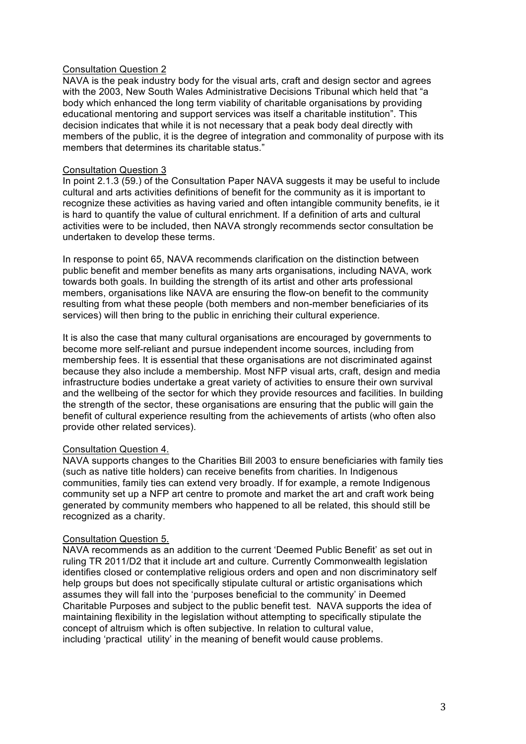Consultation Question 2

NAVA is the peak industry body for the visual arts, craft and design sector and agrees with the 2003, New South Wales Administrative Decisions Tribunal which held that "a body which enhanced the long term viability of charitable organisations by providing educational mentoring and support services was itself a charitable institution". This decision indicates that while it is not necessary that a peak body deal directly with members of the public, it is the degree of integration and commonality of purpose with its members that determines its charitable status."

Consultation Question 3

In point 2.1.3 (59.) of the Consultation Paper NAVA suggests it may be useful to include cultural and arts activities definitions of benefit for the community as it is important to recognize these activities as having varied and often intangible community benefits, ie it is hard to quantify the value of cultural enrichment. If a definition of arts and cultural activities were to be included, then NAVA strongly recommends sector consultation be undertaken to develop these terms.

In response to point 65, NAVA recommends clarification on the distinction between public benefit and member benefits as many arts organisations, including NAVA, work towards both goals. In building the strength of its artist and other arts professional members, organisations like NAVA are ensuring the flow-on benefit to the community resulting from what these people (both members and non-member beneficiaries of its services) will then bring to the public in enriching their cultural experience.

It is also the case that many cultural organisations are encouraged by governments to become more self-reliant and pursue independent income sources, including from membership fees. It is essential that these organisations are not discriminated against because they also include a membership. Most NFP visual arts, craft, design and media infrastructure bodies undertake a great variety of activities to ensure their own survival and the wellbeing of the sector for which they provide resources and facilities. In building the strength of the sector, these organisations are ensuring that the public will gain the benefit of cultural experience resulting from the achievements of artists (who often also provide other related services).

Consultation Question 4.

NAVA supports changes to the Charities Bill 2003 to ensure beneficiaries with family ties (such as native title holders) can receive benefits from charities. In Indigenous communities, family ties can extend very broadly. If for example, a remote Indigenous community set up a NFP art centre to promote and market the art and craft work being generated by community members who happened to all be related, this should still be recognized as a charity.

Consultation Question 5.

NAVA recommends as an addition to the current 'Deemed Public Benefit' as set out in ruling TR 2011/D2 that it include art and culture. Currently Commonwealth legislation identifies closed or contemplative religious orders and open and non discriminatory self help groups but does not specifically stipulate cultural or artistic organisations which assumes they will fall into the 'purposes beneficial to the community' in Deemed Charitable Purposes and subject to the public benefit test. NAVA supports the idea of maintaining flexibility in the legislation without attempting to specifically stipulate the concept of altruism which is often subjective. In relation to cultural value, including 'practical utility' in the meaning of benefit would cause problems.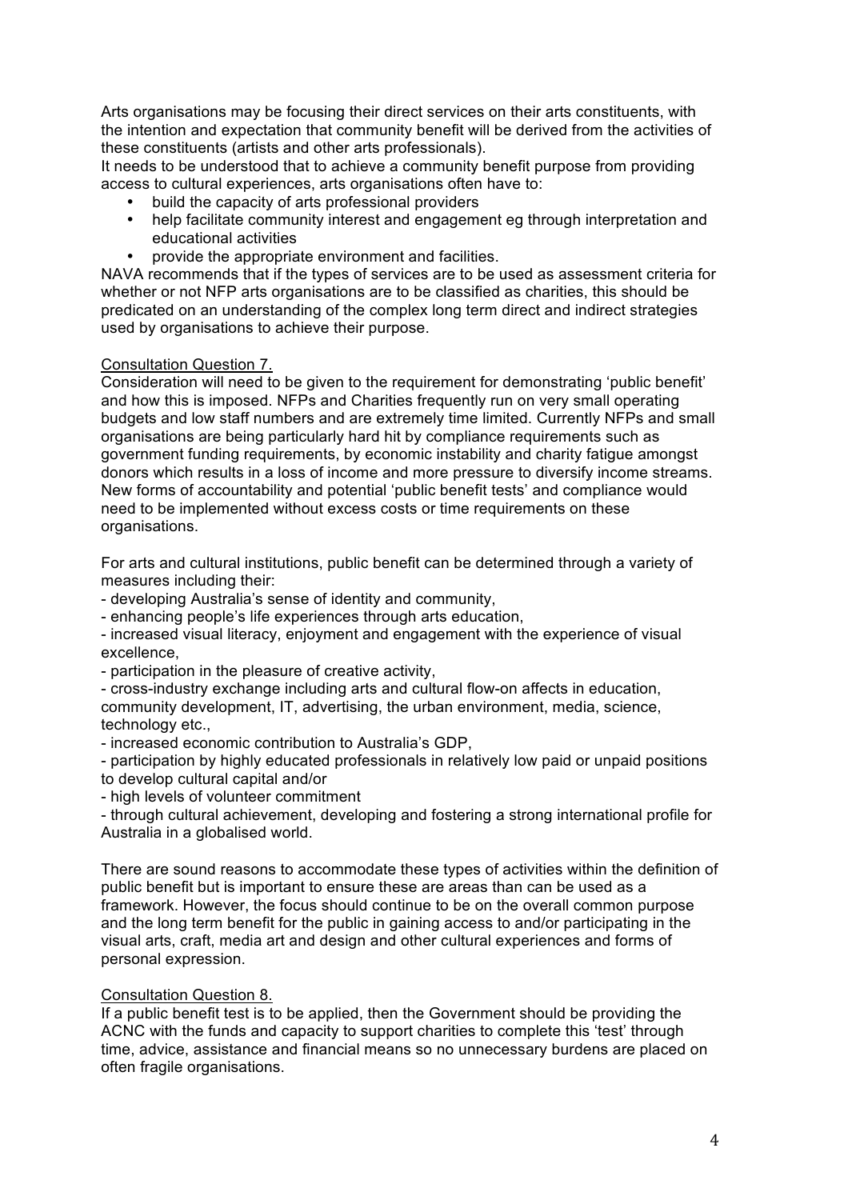Arts organisations may be focusing their direct services on their arts constituents, with the intention and expectation that community benefit will be derived from the activities of these constituents (artists and other arts professionals).
It needs to be understood that to achieve a community benefit purpose from providing access to cultural experiences, arts organisations often have to:

- build the capacity of arts professional providers
- help facilitate community interest and engagement eg through interpretation and educational activities
- provide the appropriate environment and facilities.

NAVA recommends that if the types of services are to be used as assessment criteria for whether or not NFP arts organisations are to be classified as charities, this should be predicated on an understanding of the complex long term direct and indirect strategies used by organisations to achieve their purpose.

<u>Consultation Question 7.</u>
Consideration will need to be given to the requirement for demonstrating 'public benefit' and how this is imposed. NFPs and Charities frequently run on very small operating budgets and low staff numbers and are extremely time limited. Currently NFPs and small organisations are being particularly hard hit by compliance requirements such as government funding requirements, by economic instability and charity fatigue amongst donors which results in a loss of income and more pressure to diversify income streams. New forms of accountability and potential 'public benefit tests' and compliance would need to be implemented without excess costs or time requirements on these organisations.

For arts and cultural institutions, public benefit can be determined through a variety of measures including their:
- developing Australia's sense of identity and community,
- enhancing people's life experiences through arts education,
- increased visual literacy, enjoyment and engagement with the experience of visual excellence,
- participation in the pleasure of creative activity,
- cross-industry exchange including arts and cultural flow-on affects in education, community development, IT, advertising, the urban environment, media, science, technology etc.,
- increased economic contribution to Australia's GDP,
- participation by highly educated professionals in relatively low paid or unpaid positions to develop cultural capital and/or
- high levels of volunteer commitment
- through cultural achievement, developing and fostering a strong international profile for Australia in a globalised world.

There are sound reasons to accommodate these types of activities within the definition of public benefit but is important to ensure these are areas than can be used as a framework. However, the focus should continue to be on the overall common purpose and the long term benefit for the public in gaining access to and/or participating in the visual arts, craft, media art and design and other cultural experiences and forms of personal expression.

<u>Consultation Question 8.</u>
If a public benefit test is to be applied, then the Government should be providing the ACNC with the funds and capacity to support charities to complete this 'test' through time, advice, assistance and financial means so no unnecessary burdens are placed on often fragile organisations.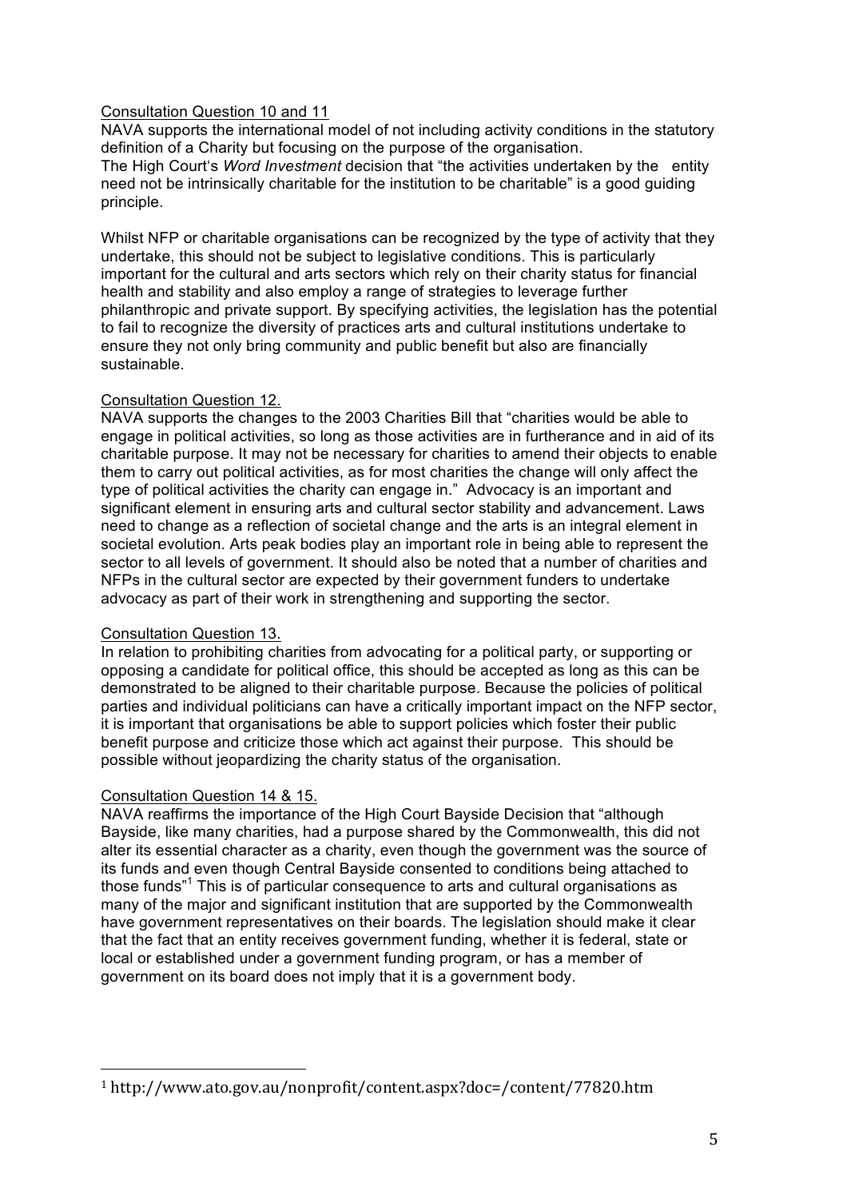Consultation Question 10 and 11

NAVA supports the international model of not including activity conditions in the statutory definition of a Charity but focusing on the purpose of the organisation.
The High Court's *Word Investment* decision that "the activities undertaken by the entity need not be intrinsically charitable for the institution to be charitable" is a good guiding principle.

Whilst NFP or charitable organisations can be recognized by the type of activity that they undertake, this should not be subject to legislative conditions. This is particularly important for the cultural and arts sectors which rely on their charity status for financial health and stability and also employ a range of strategies to leverage further philanthropic and private support. By specifying activities, the legislation has the potential to fail to recognize the diversity of practices arts and cultural institutions undertake to ensure they not only bring community and public benefit but also are financially sustainable.

Consultation Question 12.

NAVA supports the changes to the 2003 Charities Bill that "charities would be able to engage in political activities, so long as those activities are in furtherance and in aid of its charitable purpose. It may not be necessary for charities to amend their objects to enable them to carry out political activities, as for most charities the change will only affect the type of political activities the charity can engage in." Advocacy is an important and significant element in ensuring arts and cultural sector stability and advancement. Laws need to change as a reflection of societal change and the arts is an integral element in societal evolution. Arts peak bodies play an important role in being able to represent the sector to all levels of government. It should also be noted that a number of charities and NFPs in the cultural sector are expected by their government funders to undertake advocacy as part of their work in strengthening and supporting the sector.

Consultation Question 13.

In relation to prohibiting charities from advocating for a political party, or supporting or opposing a candidate for political office, this should be accepted as long as this can be demonstrated to be aligned to their charitable purpose. Because the policies of political parties and individual politicians can have a critically important impact on the NFP sector, it is important that organisations be able to support policies which foster their public benefit purpose and criticize those which act against their purpose. This should be possible without jeopardizing the charity status of the organisation.

Consultation Question 14 & 15.

NAVA reaffirms the importance of the High Court Bayside Decision that "although Bayside, like many charities, had a purpose shared by the Commonwealth, this did not alter its essential character as a charity, even though the government was the source of its funds and even though Central Bayside consented to conditions being attached to those funds"[1] This is of particular consequence to arts and cultural organisations as many of the major and significant institution that are supported by the Commonwealth have government representatives on their boards. The legislation should make it clear that the fact that an entity receives government funding, whether it is federal, state or local or established under a government funding program, or has a member of government on its board does not imply that it is a government body.

[1] http://www.ato.gov.au/nonprofit/content.aspx?doc=/content/77820.htm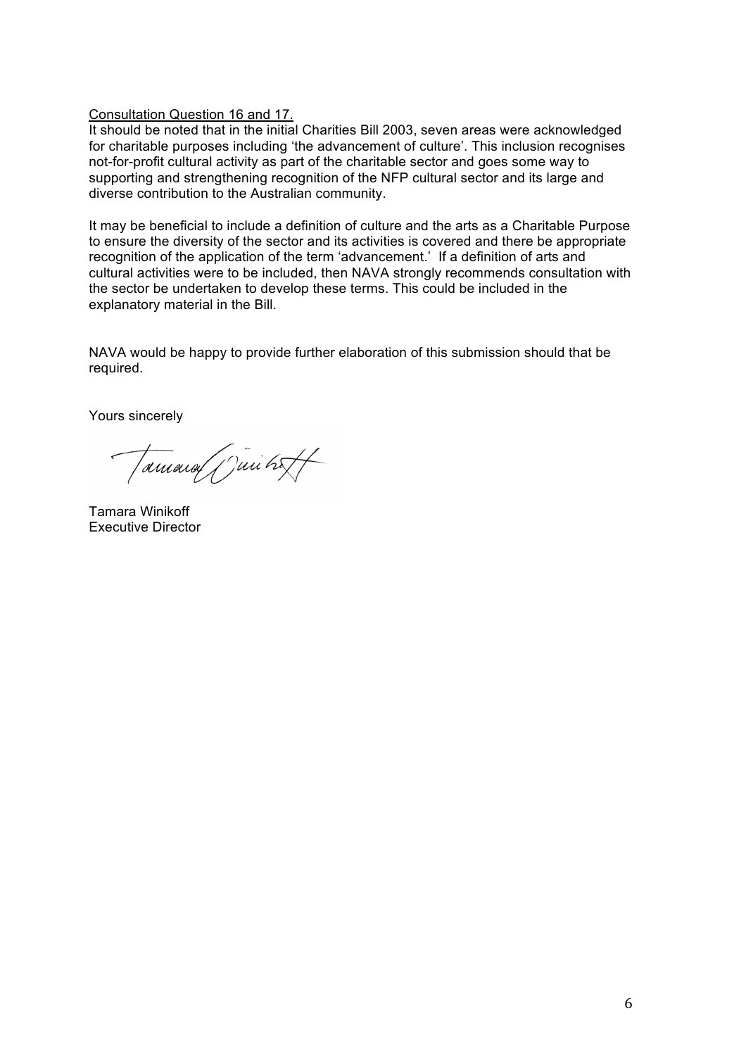<u>Consultation Question 16 and 17.</u>

It should be noted that in the initial Charities Bill 2003, seven areas were acknowledged for charitable purposes including 'the advancement of culture'. This inclusion recognises not-for-profit cultural activity as part of the charitable sector and goes some way to supporting and strengthening recognition of the NFP cultural sector and its large and diverse contribution to the Australian community.

It may be beneficial to include a definition of culture and the arts as a Charitable Purpose to ensure the diversity of the sector and its activities is covered and there be appropriate recognition of the application of the term 'advancement.' If a definition of arts and cultural activities were to be included, then NAVA strongly recommends consultation with the sector be undertaken to develop these terms. This could be included in the explanatory material in the Bill.

NAVA would be happy to provide further elaboration of this submission should that be required.

Yours sincerely

Tamara Winikoff
Executive Director